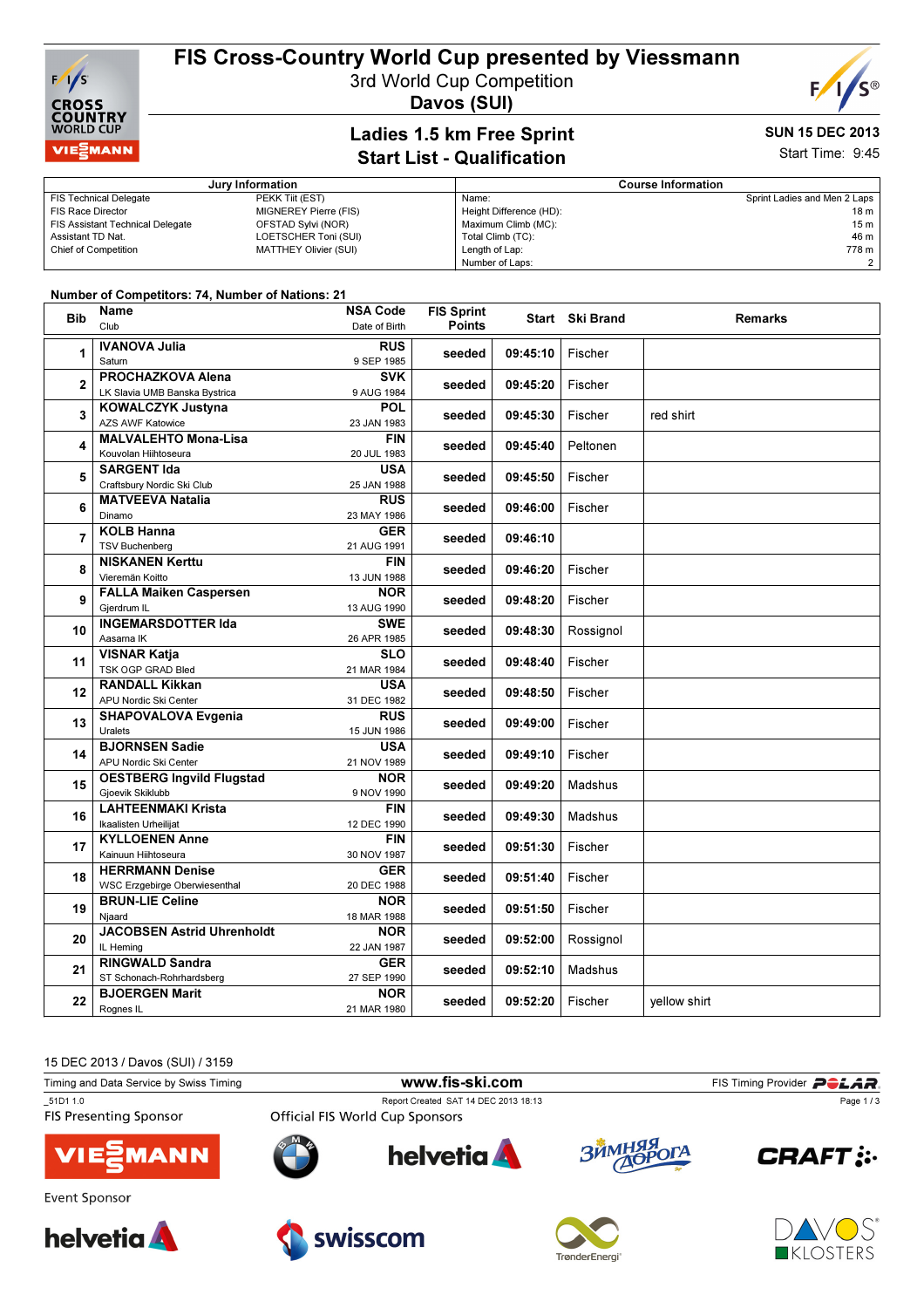# FIS Cross-Country World Cup presented by Viessmann

3rd World Cup Competition

**Davos (SUI)**

## Ladies 1.5 km Free Sprint

## Start List - Qualification

**SUN 15 DEC 2013**

Start Time: 9:45

| Jury Information | |
|---|---|
| FIS Technical Delegate | PEKK Tiit (EST) |
| FIS Race Director | MIGNEREY Pierre (FIS) |
| FIS Assistant Technical Delegate | OFSTAD Sylvi (NOR) |
| Assistant TD Nat. | LOETSCHER Toni (SUI) |
| Chief of Competition | MATTHEY Olivier (SUI) |

| Course Information | |
|---|---|
| Name: | Sprint Ladies and Men 2 Laps |
| Height Difference (HD): | 18 m |
| Maximum Climb (MC): | 15 m |
| Total Climb (TC): | 46 m |
| Length of Lap: | 778 m |
| Number of Laps: | 2 |

Number of Competitors: 74, Number of Nations: 21

| Bib | Name / Club | NSA Code / Date of Birth | FIS Sprint Points | Start | Ski Brand | Remarks |
|---|---|---|---|---|---|---|
| 1 | IVANOVA Julia<br>Saturn | RUS<br>9 SEP 1985 | seeded | 09:45:10 | Fischer | |
| 2 | PROCHAZKOVA Alena<br>LK Slavia UMB Banska Bystrica | SVK<br>9 AUG 1984 | seeded | 09:45:20 | Fischer | |
| 3 | KOWALCZYK Justyna<br>AZS AWF Katowice | POL<br>23 JAN 1983 | seeded | 09:45:30 | Fischer | red shirt |
| 4 | MALVALEHTO Mona-Lisa<br>Kouvolan Hiihtoseura | FIN<br>20 JUL 1983 | seeded | 09:45:40 | Peltonen | |
| 5 | SARGENT Ida<br>Craftsbury Nordic Ski Club | USA<br>25 JAN 1988 | seeded | 09:45:50 | Fischer | |
| 6 | MATVEEVA Natalia<br>Dinamo | RUS<br>23 MAY 1986 | seeded | 09:46:00 | Fischer | |
| 7 | KOLB Hanna<br>TSV Buchenberg | GER<br>21 AUG 1991 | seeded | 09:46:10 | | |
| 8 | NISKANEN Kerttu<br>Vieremän Koitto | FIN<br>13 JUN 1988 | seeded | 09:46:20 | Fischer | |
| 9 | FALLA Maiken Caspersen<br>Gjerdrum IL | NOR<br>13 AUG 1990 | seeded | 09:48:20 | Fischer | |
| 10 | INGEMARSDOTTER Ida<br>Aasarna IK | SWE<br>26 APR 1985 | seeded | 09:48:30 | Rossignol | |
| 11 | VISNAR Katja<br>TSK OGP GRAD Bled | SLO<br>21 MAR 1984 | seeded | 09:48:40 | Fischer | |
| 12 | RANDALL Kikkan<br>APU Nordic Ski Center | USA<br>31 DEC 1982 | seeded | 09:48:50 | Fischer | |
| 13 | SHAPOVALOVA Evgenia<br>Uralets | RUS<br>15 JUN 1986 | seeded | 09:49:00 | Fischer | |
| 14 | BJORNSEN Sadie<br>APU Nordic Ski Center | USA<br>21 NOV 1989 | seeded | 09:49:10 | Fischer | |
| 15 | OESTBERG Ingvild Flugstad<br>Gjoevik Skiklubb | NOR<br>9 NOV 1990 | seeded | 09:49:20 | Madshus | |
| 16 | LAHTEENMAKI Krista<br>Ikaalisten Urheilijat | FIN<br>12 DEC 1990 | seeded | 09:49:30 | Madshus | |
| 17 | KYLLOENEN Anne<br>Kainuun Hiihtoseura | FIN<br>30 NOV 1987 | seeded | 09:51:30 | Fischer | |
| 18 | HERRMANN Denise<br>WSC Erzgebirge Oberwiesenthal | GER<br>20 DEC 1988 | seeded | 09:51:40 | Fischer | |
| 19 | BRUN-LIE Celine<br>Njaard | NOR<br>18 MAR 1988 | seeded | 09:51:50 | Fischer | |
| 20 | JACOBSEN Astrid Uhrenholdt<br>IL Heming | NOR<br>22 JAN 1987 | seeded | 09:52:00 | Rossignol | |
| 21 | RINGWALD Sandra<br>ST Schonach-Rohrhardsberg | GER<br>27 SEP 1990 | seeded | 09:52:10 | Madshus | |
| 22 | BJOERGEN Marit<br>Rognes IL | NOR<br>21 MAR 1980 | seeded | 09:52:20 | Fischer | yellow shirt |

15 DEC 2013 / Davos (SUI) / 3159

Timing and Data Service by Swiss Timing — www.fis-ski.com — FIS Timing Provider POLAR

_51D1 1.0 — Report Created SAT 14 DEC 2013 18:13

FIS Presenting Sponsor: Viessmann — Official FIS World Cup Sponsors: BMW, helvetia, Зимняя Дорога, CRAFT

Event Sponsor: helvetia, swisscom, TrønderEnergi, Davos Klosters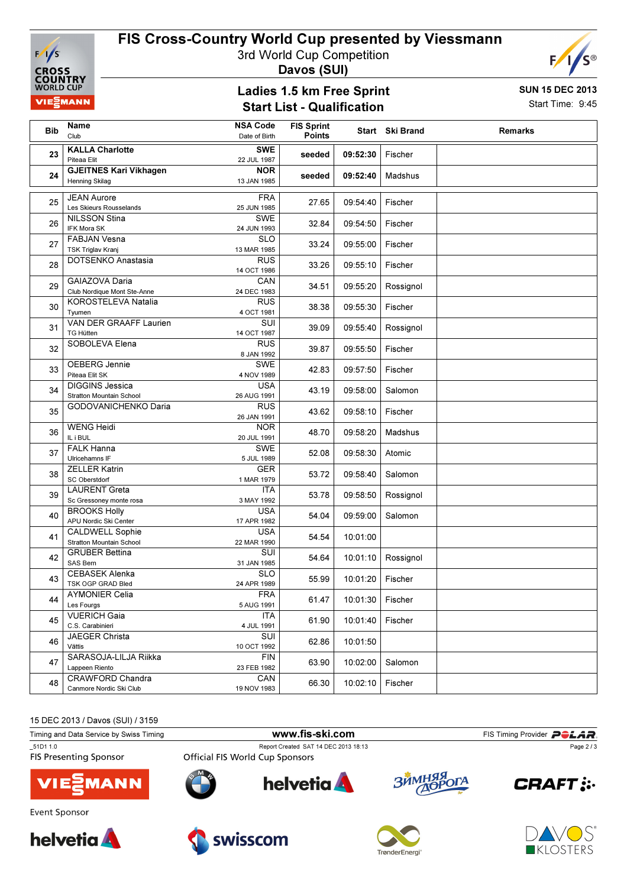# FIS Cross-Country World Cup presented by Viessmann

3rd World Cup Competition
**Davos (SUI)**

## Ladies 1.5 km Free Sprint
## Start List - Qualification

**SUN 15 DEC 2013**
Start Time: 9:45

| Bib | Name / Club | NSA Code / Date of Birth | FIS Sprint Points | Start | Ski Brand | Remarks |
|---|---|---|---|---|---|---|
| 23 | **KALLA Charlotte** / Piteaa Elit | **SWE** / 22 JUL 1987 | **seeded** | **09:52:30** | Fischer | |
| 24 | **GJEITNES Kari Vikhagen** / Henning Skilag | **NOR** / 13 JAN 1985 | **seeded** | **09:52:40** | Madshus | |
| 25 | JEAN Aurore / Les Skieurs Rousselands | FRA / 25 JUN 1985 | 27.65 | 09:54:40 | Fischer | |
| 26 | NILSSON Stina / IFK Mora SK | SWE / 24 JUN 1993 | 32.84 | 09:54:50 | Fischer | |
| 27 | FABJAN Vesna / TSK Triglav Kranj | SLO / 13 MAR 1985 | 33.24 | 09:55:00 | Fischer | |
| 28 | DOTSENKO Anastasia | RUS / 14 OCT 1986 | 33.26 | 09:55:10 | Fischer | |
| 29 | GAIAZOVA Daria / Club Nordique Mont Ste-Anne | CAN / 24 DEC 1983 | 34.51 | 09:55:20 | Rossignol | |
| 30 | KOROSTELEVA Natalia / Tyumen | RUS / 4 OCT 1981 | 38.38 | 09:55:30 | Fischer | |
| 31 | VAN DER GRAAFF Laurien / TG Hütten | SUI / 14 OCT 1987 | 39.09 | 09:55:40 | Rossignol | |
| 32 | SOBOLEVA Elena | RUS / 8 JAN 1992 | 39.87 | 09:55:50 | Fischer | |
| 33 | OEBERG Jennie / Piteaa Elit SK | SWE / 4 NOV 1989 | 42.83 | 09:57:50 | Fischer | |
| 34 | DIGGINS Jessica / Stratton Mountain School | USA / 26 AUG 1991 | 43.19 | 09:58:00 | Salomon | |
| 35 | GODOVANICHENKO Daria | RUS / 26 JAN 1991 | 43.62 | 09:58:10 | Fischer | |
| 36 | WENG Heidi / IL i BUL | NOR / 20 JUL 1991 | 48.70 | 09:58:20 | Madshus | |
| 37 | FALK Hanna / Ulricehamns IF | SWE / 5 JUL 1989 | 52.08 | 09:58:30 | Atomic | |
| 38 | ZELLER Katrin / SC Oberstdorf | GER / 1 MAR 1979 | 53.72 | 09:58:40 | Salomon | |
| 39 | LAURENT Greta / Sc Gressoney monte rosa | ITA / 3 MAY 1992 | 53.78 | 09:58:50 | Rossignol | |
| 40 | BROOKS Holly / APU Nordic Ski Center | USA / 17 APR 1982 | 54.04 | 09:59:00 | Salomon | |
| 41 | CALDWELL Sophie / Stratton Mountain School | USA / 22 MAR 1990 | 54.54 | 10:01:00 | | |
| 42 | GRUBER Bettina / SAS Bern | SUI / 31 JAN 1985 | 54.64 | 10:01:10 | Rossignol | |
| 43 | CEBASEK Alenka / TSK OGP GRAD Bled | SLO / 24 APR 1989 | 55.99 | 10:01:20 | Fischer | |
| 44 | AYMONIER Celia / Les Fourgs | FRA / 5 AUG 1991 | 61.47 | 10:01:30 | Fischer | |
| 45 | VUERICH Gaia / C.S. Carabinieri | ITA / 4 JUL 1991 | 61.90 | 10:01:40 | Fischer | |
| 46 | JAEGER Christa / Vättis | SUI / 10 OCT 1992 | 62.86 | 10:01:50 | | |
| 47 | SARASOJA-LILJA Riikka / Lappeen Riento | FIN / 23 FEB 1982 | 63.90 | 10:02:00 | Salomon | |
| 48 | CRAWFORD Chandra / Canmore Nordic Ski Club | CAN / 19 NOV 1983 | 66.30 | 10:02:10 | Fischer | |

15 DEC 2013 / Davos (SUI) / 3159

Timing and Data Service by Swiss Timing — www.fis-ski.com — FIS Timing Provider POLAR

_51D1 1.0 — Report Created SAT 14 DEC 2013 18:13

FIS Presenting Sponsor: VIESMANN

Official FIS World Cup Sponsors: BMW, helvetia, Зимняя Дорога, CRAFT

Event Sponsor: helvetia, swisscom, TrønderEnergi, DAVOS KLOSTERS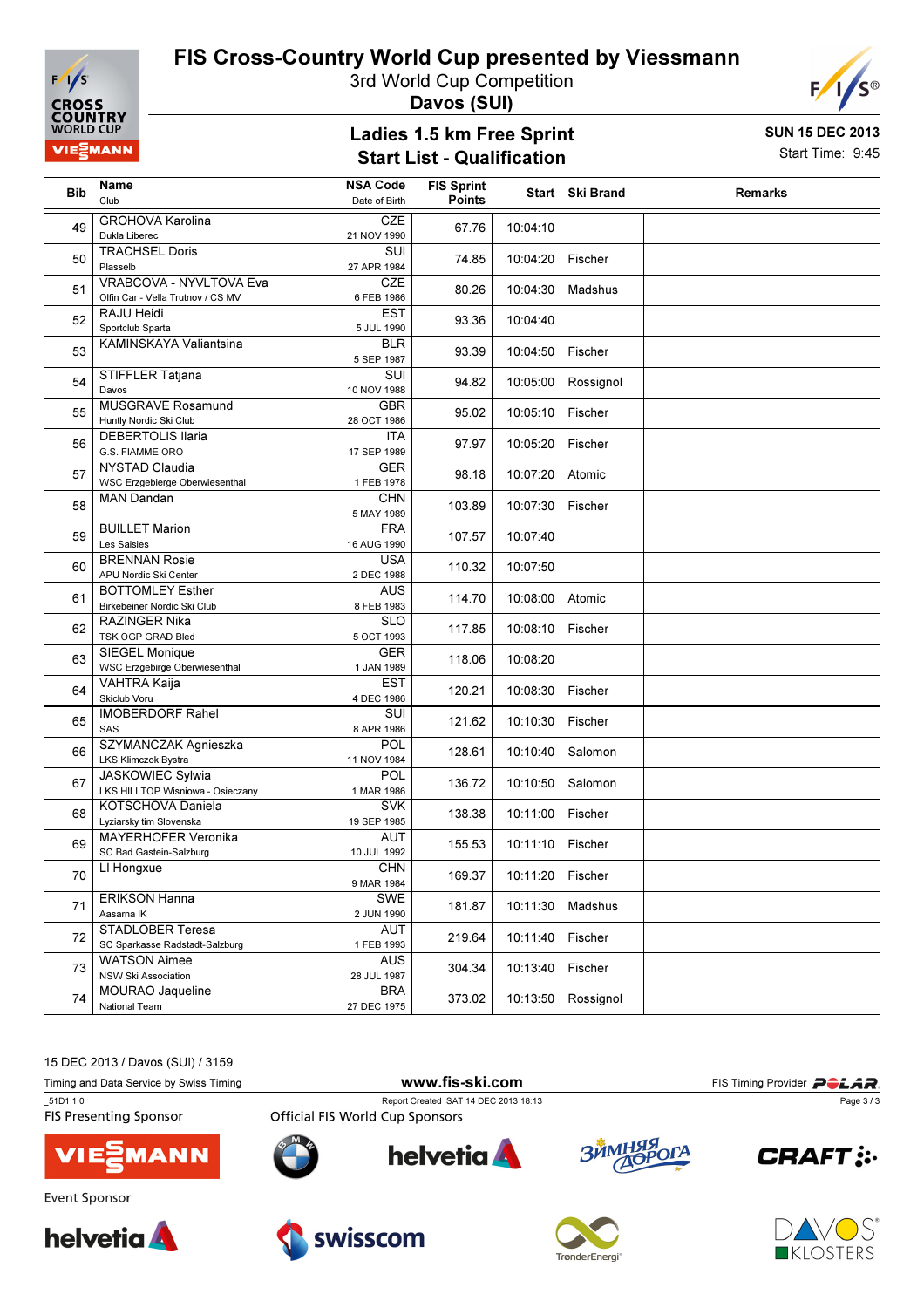# FIS Cross-Country World Cup presented by Viessmann

3rd World Cup Competition
**Davos (SUI)**

## Ladies 1.5 km Free Sprint
## Start List - Qualification

**SUN 15 DEC 2013**
Start Time: 9:45

| Bib | Name / Club | NSA Code / Date of Birth | FIS Sprint Points | Start | Ski Brand | Remarks |
|---|---|---|---|---|---|---|
| 49 | GROHOVA Karolina / Dukla Liberec | CZE / 21 NOV 1990 | 67.76 | 10:04:10 | | |
| 50 | TRACHSEL Doris / Plasselb | SUI / 27 APR 1984 | 74.85 | 10:04:20 | Fischer | |
| 51 | VRABCOVA - NYVLTOVA Eva / Olfin Car - Vella Trutnov / CS MV | CZE / 6 FEB 1986 | 80.26 | 10:04:30 | Madshus | |
| 52 | RAJU Heidi / Sportclub Sparta | EST / 5 JUL 1990 | 93.36 | 10:04:40 | | |
| 53 | KAMINSKAYA Valiantsina | BLR / 5 SEP 1987 | 93.39 | 10:04:50 | Fischer | |
| 54 | STIFFLER Tatjana / Davos | SUI / 10 NOV 1988 | 94.82 | 10:05:00 | Rossignol | |
| 55 | MUSGRAVE Rosamund / Huntly Nordic Ski Club | GBR / 28 OCT 1986 | 95.02 | 10:05:10 | Fischer | |
| 56 | DEBERTOLIS Ilaria / G.S. FIAMME ORO | ITA / 17 SEP 1989 | 97.97 | 10:05:20 | Fischer | |
| 57 | NYSTAD Claudia / WSC Erzgebierge Oberwiesenthal | GER / 1 FEB 1978 | 98.18 | 10:07:20 | Atomic | |
| 58 | MAN Dandan | CHN / 5 MAY 1989 | 103.89 | 10:07:30 | Fischer | |
| 59 | BUILLET Marion / Les Saisies | FRA / 16 AUG 1990 | 107.57 | 10:07:40 | | |
| 60 | BRENNAN Rosie / APU Nordic Ski Center | USA / 2 DEC 1988 | 110.32 | 10:07:50 | | |
| 61 | BOTTOMLEY Esther / Birkebeiner Nordic Ski Club | AUS / 8 FEB 1983 | 114.70 | 10:08:00 | Atomic | |
| 62 | RAZINGER Nika / TSK OGP GRAD Bled | SLO / 5 OCT 1993 | 117.85 | 10:08:10 | Fischer | |
| 63 | SIEGEL Monique / WSC Erzgebirge Oberwiesenthal | GER / 1 JAN 1989 | 118.06 | 10:08:20 | | |
| 64 | VAHTRA Kaija / Skiclub Voru | EST / 4 DEC 1986 | 120.21 | 10:08:30 | Fischer | |
| 65 | IMOBERDORF Rahel / SAS | SUI / 8 APR 1986 | 121.62 | 10:10:30 | Fischer | |
| 66 | SZYMANCZAK Agnieszka / LKS Klimczok Bystra | POL / 11 NOV 1984 | 128.61 | 10:10:40 | Salomon | |
| 67 | JASKOWIEC Sylwia / LKS HILLTOP Wisniowa - Osieczany | POL / 1 MAR 1986 | 136.72 | 10:10:50 | Salomon | |
| 68 | KOTSCHOVA Daniela / Lyziarsky tim Slovenska | SVK / 19 SEP 1985 | 138.38 | 10:11:00 | Fischer | |
| 69 | MAYERHOFER Veronika / SC Bad Gastein-Salzburg | AUT / 10 JUL 1992 | 155.53 | 10:11:10 | Fischer | |
| 70 | LI Hongxue | CHN / 9 MAR 1984 | 169.37 | 10:11:20 | Fischer | |
| 71 | ERIKSON Hanna / Aasarna IK | SWE / 2 JUN 1990 | 181.87 | 10:11:30 | Madshus | |
| 72 | STADLOBER Teresa / SC Sparkasse Radstadt-Salzburg | AUT / 1 FEB 1993 | 219.64 | 10:11:40 | Fischer | |
| 73 | WATSON Aimee / NSW Ski Association | AUS / 28 JUL 1987 | 304.34 | 10:13:40 | Fischer | |
| 74 | MOURAO Jaqueline / National Team | BRA / 27 DEC 1975 | 373.02 | 10:13:50 | Rossignol | |

15 DEC 2013 / Davos (SUI) / 3159

Timing and Data Service by Swiss Timing — www.fis-ski.com — FIS Timing Provider POLAR

_51D1 1.0 — Report Created SAT 14 DEC 2013 18:13

FIS Presenting Sponsor: VIESSMANN

Official FIS World Cup Sponsors: BMW, helvetia, Зимняя Дорога, CRAFT

Event Sponsor: helvetia, swisscom, TrønderEnergi, Davos Klosters